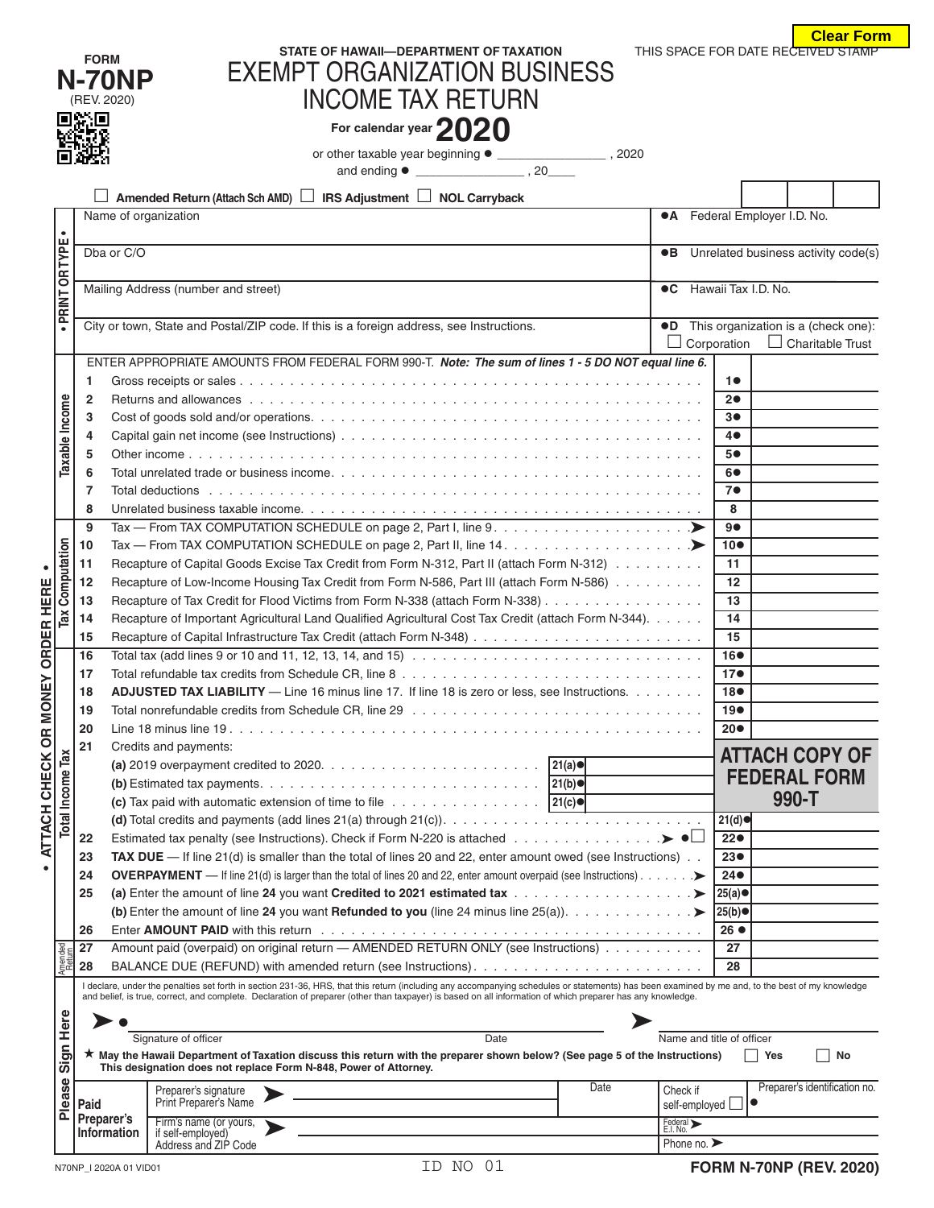FORM **N-70NP** (REV. 2020)

STATE OF HAWAII—DEPARTMENT OF TAXATION

# EXEMPT ORGANIZATION BUSINESS INCOME TAX RETURN

**For calendar year 2020**

or other taxable year beginning ● _______________ , 2020 and ending ● _______________ , 20____

THIS SPACE FOR DATE RECEIVED STAMP

☐ **Amended Return** (Attach Sch AMD) ☐ **IRS Adjustment** ☐ **NOL Carryback**

• PRINT OR TYPE •

| | |
|---|---|
| Name of organization | ●A Federal Employer I.D. No. |
| Dba or C/O | ●B Unrelated business activity code(s) |
| Mailing Address (number and street) | ●C Hawaii Tax I.D. No. |
| City or town, State and Postal/ZIP code. If this is a foreign address, see Instructions. | ●D This organization is a (check one): ☐ Corporation ☐ Charitable Trust |

ENTER APPROPRIATE AMOUNTS FROM FEDERAL FORM 990-T. ***Note: The sum of lines 1 - 5 DO NOT equal line 6.***

**Taxable Income**

| Line | Description | Line No. | Amount |
|---|---|---|---|
| 1 | Gross receipts or sales | 1● | |
| 2 | Returns and allowances | 2● | |
| 3 | Cost of goods sold and/or operations | 3● | |
| 4 | Capital gain net income (see Instructions) | 4● | |
| 5 | Other income | 5● | |
| 6 | Total unrelated trade or business income | 6● | |
| 7 | Total deductions | 7● | |
| 8 | Unrelated business taxable income | 8 | |

**Tax Computation**

| Line | Description | Line No. | Amount |
|---|---|---|---|
| 9 | Tax — From TAX COMPUTATION SCHEDULE on page 2, Part I, line 9 | 9● | |
| 10 | Tax — From TAX COMPUTATION SCHEDULE on page 2, Part II, line 14 | 10● | |
| 11 | Recapture of Capital Goods Excise Tax Credit from Form N-312, Part II (attach Form N-312) | 11 | |
| 12 | Recapture of Low-Income Housing Tax Credit from Form N-586, Part III (attach Form N-586) | 12 | |
| 13 | Recapture of Tax Credit for Flood Victims from Form N-338 (attach Form N-338) | 13 | |
| 14 | Recapture of Important Agricultural Land Qualified Agricultural Cost Tax Credit (attach Form N-344) | 14 | |
| 15 | Recapture of Capital Infrastructure Tax Credit (attach Form N-348) | 15 | |

**Total Income Tax**

| Line | Description | Line No. | Amount |
|---|---|---|---|
| 16 | Total tax (add lines 9 or 10 and 11, 12, 13, 14, and 15) | 16● | |
| 17 | Total refundable tax credits from Schedule CR, line 8 | 17● | |
| 18 | **ADJUSTED TAX LIABILITY** — Line 16 minus line 17. If line 18 is zero or less, see Instructions. | 18● | |
| 19 | Total nonrefundable credits from Schedule CR, line 29 | 19● | |
| 20 | Line 18 minus line 19 | 20● | |
| 21 | Credits and payments: | | |
| | (a) 2019 overpayment credited to 2020 — 21(a)● | | |
| | (b) Estimated tax payments — 21(b)● | | |
| | (c) Tax paid with automatic extension of time to file — 21(c)● | | |
| | (d) Total credits and payments (add lines 21(a) through 21(c)) | 21(d)● | |
| 22 | Estimated tax penalty (see Instructions). Check if Form N-220 is attached ●☐ | 22● | |
| 23 | **TAX DUE** — If line 21(d) is smaller than the total of lines 20 and 22, enter amount owed (see Instructions) | 23● | |
| 24 | **OVERPAYMENT** — If line 21(d) is larger than the total of lines 20 and 22, enter amount overpaid (see Instructions) | 24● | |
| 25 | (a) Enter the amount of line **24** you want **Credited to 2021 estimated tax** | 25(a)● | |
| | (b) Enter the amount of line **24** you want **Refunded to you** (line 24 minus line 25(a)) | 25(b)● | |
| 26 | Enter **AMOUNT PAID** with this return | 26 ● | |

**ATTACH COPY OF FEDERAL FORM 990-T**

**Amended Return**

| Line | Description | Line No. | Amount |
|---|---|---|---|
| 27 | Amount paid (overpaid) on original return — AMENDED RETURN ONLY (see Instructions) | 27 | |
| 28 | BALANCE DUE (REFUND) with amended return (see Instructions) | 28 | |

• ATTACH CHECK OR MONEY ORDER HERE •

**Please Sign Here**

I declare, under the penalties set forth in section 231-36, HRS, that this return (including any accompanying schedules or statements) has been examined by me and, to the best of my knowledge and belief, is true, correct, and complete. Declaration of preparer (other than taxpayer) is based on all information of which preparer has any knowledge.

● ______________________ Signature of officer ______ Date ______ Name and title of officer

★ **May the Hawaii Department of Taxation discuss this return with the preparer shown below? (See page 5 of the Instructions)** ☐ Yes ☐ No
**This designation does not replace Form N-848, Power of Attorney.**

**Paid Preparer's Information**

| | | | |
|---|---|---|---|
| Preparer's signature / Print Preparer's Name | | Date | Check if self-employed ☐ | Preparer's identification no. ● |
| Firm's name (or yours, if self-employed) Address and ZIP Code | | Federal E.I. No. | Phone no. |

N70NP_I 2020A 01 VID01 ID NO 01 **FORM N-70NP (REV. 2020)**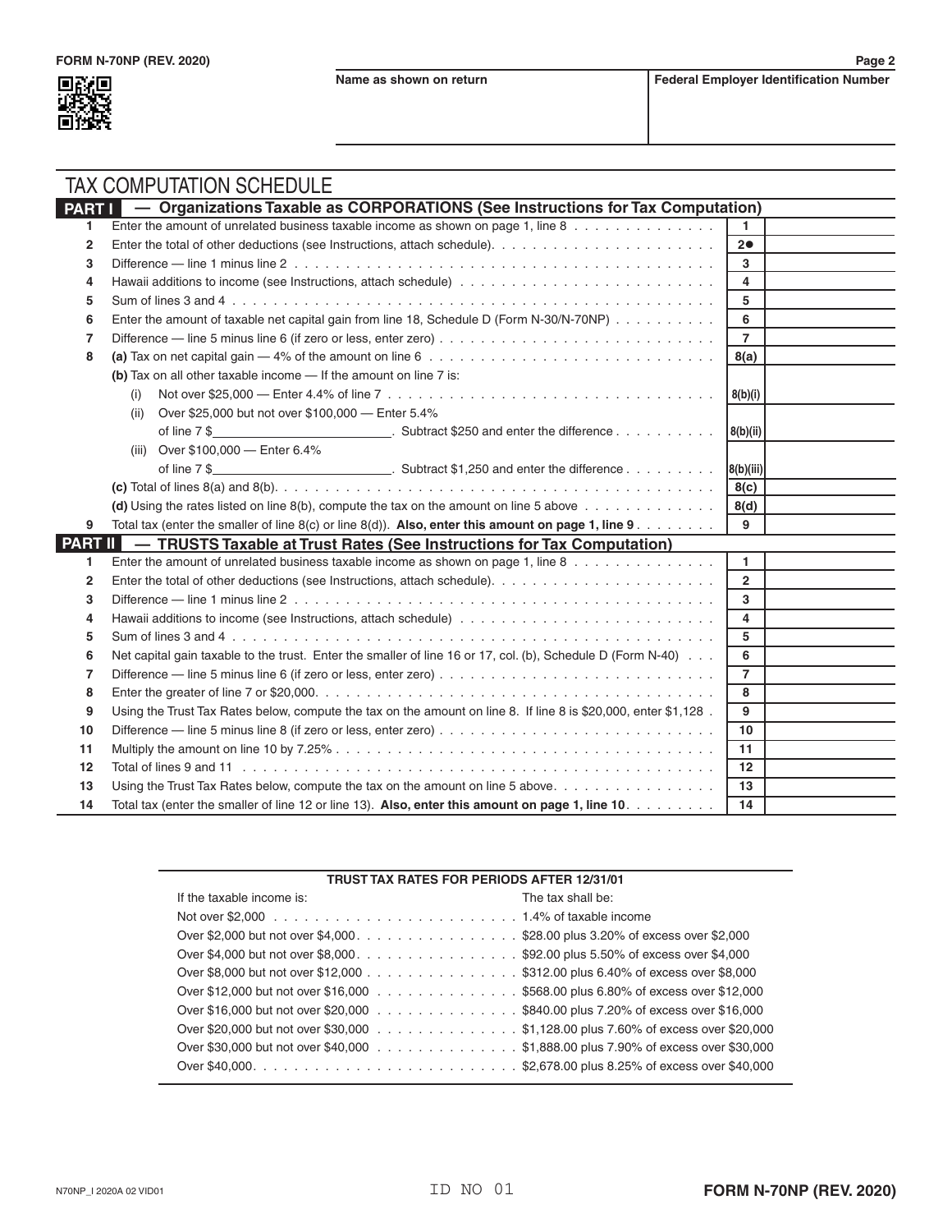Name as shown on return | Federal Employer Identification Number

# TAX COMPUTATION SCHEDULE

## PART I — Organizations Taxable as CORPORATIONS (See Instructions for Tax Computation)

| | | | |
|---|---|---|---|
| 1 | Enter the amount of unrelated business taxable income as shown on page 1, line 8 | 1 | |
| 2 | Enter the total of other deductions (see Instructions, attach schedule). | 2● | |
| 3 | Difference — line 1 minus line 2 | 3 | |
| 4 | Hawaii additions to income (see Instructions, attach schedule) | 4 | |
| 5 | Sum of lines 3 and 4 | 5 | |
| 6 | Enter the amount of taxable net capital gain from line 18, Schedule D (Form N-30/N-70NP) | 6 | |
| 7 | Difference — line 5 minus line 6 (if zero or less, enter zero) | 7 | |
| 8 | **(a)** Tax on net capital gain — 4% of the amount on line 6 | 8(a) | |
| | **(b)** Tax on all other taxable income — If the amount on line 7 is: | | |
| | (i) Not over $25,000 — Enter 4.4% of line 7 | 8(b)(i) | |
| | (ii) Over $25,000 but not over $100,000 — Enter 5.4% of line 7 $\_\_\_\_\_\_\_\_\_\_. Subtract $250 and enter the difference | 8(b)(ii) | |
| | (iii) Over $100,000 — Enter 6.4% of line 7 $\_\_\_\_\_\_\_\_\_\_. Subtract $1,250 and enter the difference | 8(b)(iii) | |
| | **(c)** Total of lines 8(a) and 8(b). | 8(c) | |
| | **(d)** Using the rates listed on line 8(b), compute the tax on the amount on line 5 above | 8(d) | |
| 9 | Total tax (enter the smaller of line 8(c) or line 8(d)). **Also, enter this amount on page 1, line 9** | 9 | |

## PART II — TRUSTS Taxable at Trust Rates (See Instructions for Tax Computation)

| | | | |
|---|---|---|---|
| 1 | Enter the amount of unrelated business taxable income as shown on page 1, line 8 | 1 | |
| 2 | Enter the total of other deductions (see Instructions, attach schedule). | 2 | |
| 3 | Difference — line 1 minus line 2 | 3 | |
| 4 | Hawaii additions to income (see Instructions, attach schedule) | 4 | |
| 5 | Sum of lines 3 and 4 | 5 | |
| 6 | Net capital gain taxable to the trust. Enter the smaller of line 16 or 17, col. (b), Schedule D (Form N-40) | 6 | |
| 7 | Difference — line 5 minus line 6 (if zero or less, enter zero) | 7 | |
| 8 | Enter the greater of line 7 or $20,000. | 8 | |
| 9 | Using the Trust Tax Rates below, compute the tax on the amount on line 8. If line 8 is $20,000, enter $1,128 | 9 | |
| 10 | Difference — line 5 minus line 8 (if zero or less, enter zero) | 10 | |
| 11 | Multiply the amount on line 10 by 7.25% | 11 | |
| 12 | Total of lines 9 and 11 | 12 | |
| 13 | Using the Trust Tax Rates below, compute the tax on the amount on line 5 above. | 13 | |
| 14 | Total tax (enter the smaller of line 12 or line 13). **Also, enter this amount on page 1, line 10** | 14 | |

**TRUST TAX RATES FOR PERIODS AFTER 12/31/01**

| If the taxable income is: | The tax shall be: |
|---|---|
| Not over $2,000 | 1.4% of taxable income |
| Over $2,000 but not over $4,000 | $28.00 plus 3.20% of excess over $2,000 |
| Over $4,000 but not over $8,000 | $92.00 plus 5.50% of excess over $4,000 |
| Over $8,000 but not over $12,000 | $312.00 plus 6.40% of excess over $8,000 |
| Over $12,000 but not over $16,000 | $568.00 plus 6.80% of excess over $12,000 |
| Over $16,000 but not over $20,000 | $840.00 plus 7.20% of excess over $16,000 |
| Over $20,000 but not over $30,000 | $1,128.00 plus 7.60% of excess over $20,000 |
| Over $30,000 but not over $40,000 | $1,888.00 plus 7.90% of excess over $30,000 |
| Over $40,000 | $2,678.00 plus 8.25% of excess over $40,000 |

N70NP_I 2020A 02 VID01 ID NO 01